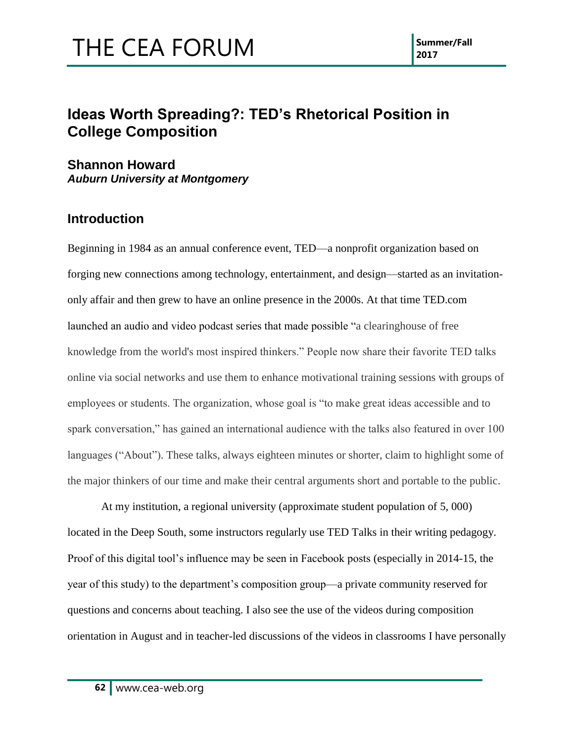# Ideas Worth Spreading?: TED's Rhetorical Position in College Composition

**Shannon Howard**
***Auburn University at Montgomery***

## Introduction

Beginning in 1984 as an annual conference event, TED—a nonprofit organization based on forging new connections among technology, entertainment, and design—started as an invitation-only affair and then grew to have an online presence in the 2000s. At that time TED.com launched an audio and video podcast series that made possible "a clearinghouse of free knowledge from the world's most inspired thinkers." People now share their favorite TED talks online via social networks and use them to enhance motivational training sessions with groups of employees or students. The organization, whose goal is "to make great ideas accessible and to spark conversation," has gained an international audience with the talks also featured in over 100 languages ("About"). These talks, always eighteen minutes or shorter, claim to highlight some of the major thinkers of our time and make their central arguments short and portable to the public.

At my institution, a regional university (approximate student population of 5, 000) located in the Deep South, some instructors regularly use TED Talks in their writing pedagogy. Proof of this digital tool's influence may be seen in Facebook posts (especially in 2014-15, the year of this study) to the department's composition group—a private community reserved for questions and concerns about teaching. I also see the use of the videos during composition orientation in August and in teacher-led discussions of the videos in classrooms I have personally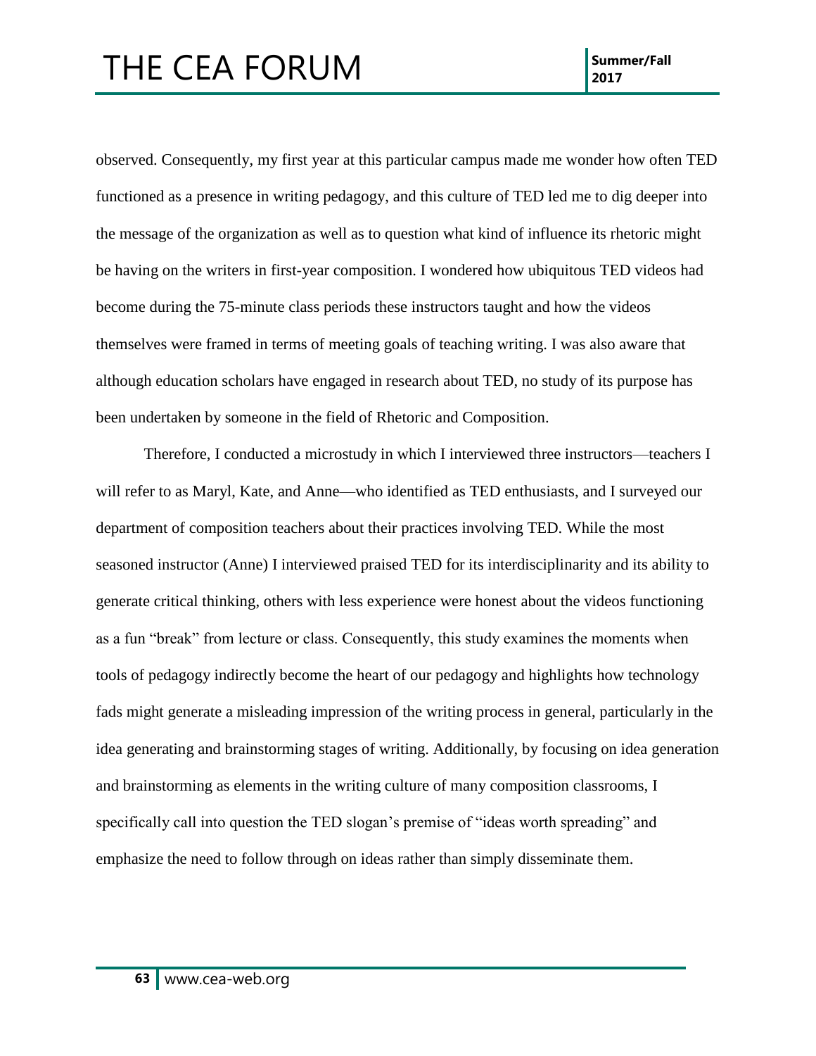observed. Consequently, my first year at this particular campus made me wonder how often TED functioned as a presence in writing pedagogy, and this culture of TED led me to dig deeper into the message of the organization as well as to question what kind of influence its rhetoric might be having on the writers in first-year composition. I wondered how ubiquitous TED videos had become during the 75-minute class periods these instructors taught and how the videos themselves were framed in terms of meeting goals of teaching writing. I was also aware that although education scholars have engaged in research about TED, no study of its purpose has been undertaken by someone in the field of Rhetoric and Composition.

Therefore, I conducted a microstudy in which I interviewed three instructors—teachers I will refer to as Maryl, Kate, and Anne—who identified as TED enthusiasts, and I surveyed our department of composition teachers about their practices involving TED. While the most seasoned instructor (Anne) I interviewed praised TED for its interdisciplinarity and its ability to generate critical thinking, others with less experience were honest about the videos functioning as a fun "break" from lecture or class. Consequently, this study examines the moments when tools of pedagogy indirectly become the heart of our pedagogy and highlights how technology fads might generate a misleading impression of the writing process in general, particularly in the idea generating and brainstorming stages of writing. Additionally, by focusing on idea generation and brainstorming as elements in the writing culture of many composition classrooms, I specifically call into question the TED slogan's premise of "ideas worth spreading" and emphasize the need to follow through on ideas rather than simply disseminate them.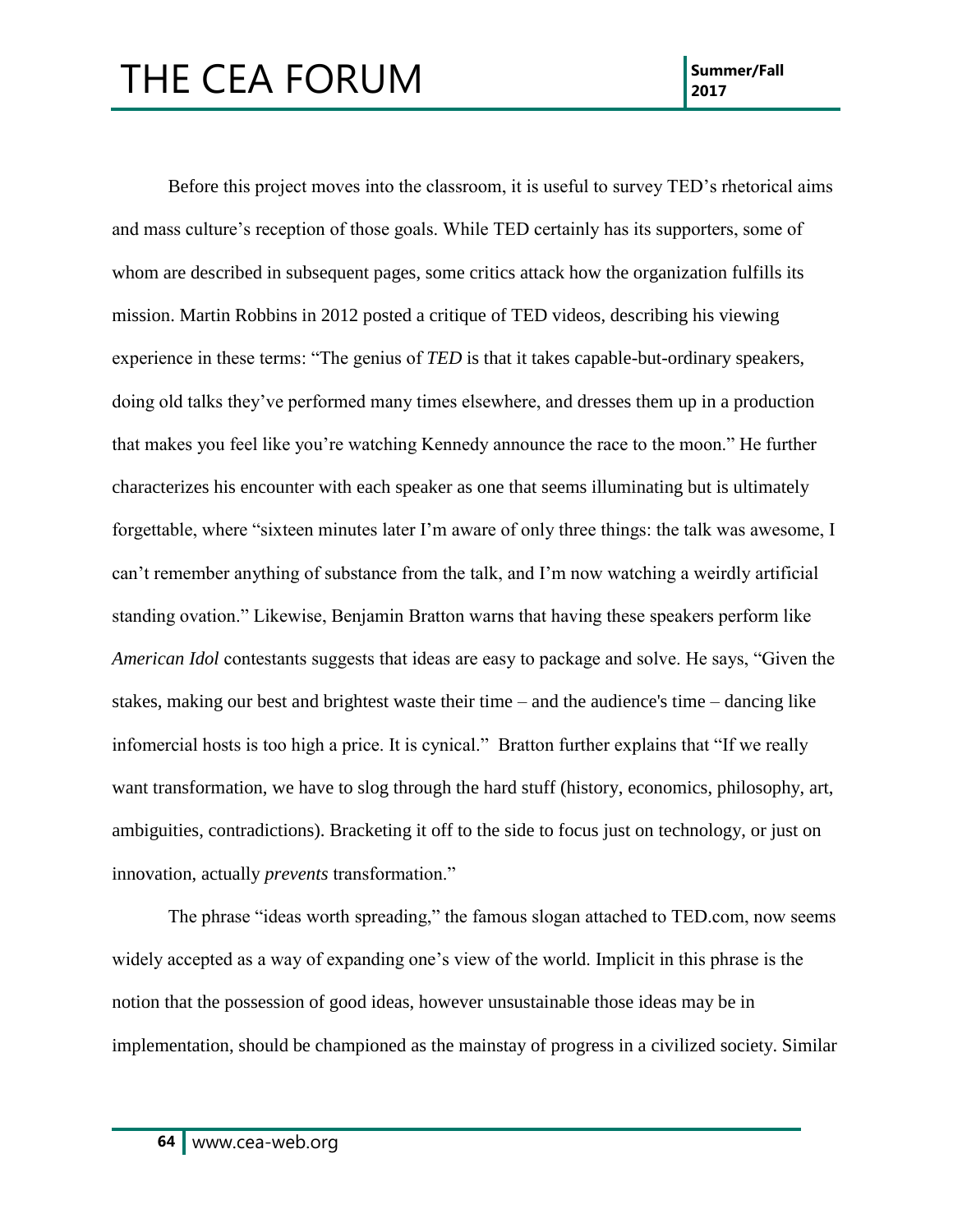Before this project moves into the classroom, it is useful to survey TED's rhetorical aims and mass culture's reception of those goals. While TED certainly has its supporters, some of whom are described in subsequent pages, some critics attack how the organization fulfills its mission. Martin Robbins in 2012 posted a critique of TED videos, describing his viewing experience in these terms: "The genius of *TED* is that it takes capable-but-ordinary speakers, doing old talks they've performed many times elsewhere, and dresses them up in a production that makes you feel like you're watching Kennedy announce the race to the moon." He further characterizes his encounter with each speaker as one that seems illuminating but is ultimately forgettable, where "sixteen minutes later I'm aware of only three things: the talk was awesome, I can't remember anything of substance from the talk, and I'm now watching a weirdly artificial standing ovation." Likewise, Benjamin Bratton warns that having these speakers perform like *American Idol* contestants suggests that ideas are easy to package and solve. He says, "Given the stakes, making our best and brightest waste their time – and the audience's time – dancing like infomercial hosts is too high a price. It is cynical." Bratton further explains that "If we really want transformation, we have to slog through the hard stuff (history, economics, philosophy, art, ambiguities, contradictions). Bracketing it off to the side to focus just on technology, or just on innovation, actually *prevents* transformation."

The phrase "ideas worth spreading," the famous slogan attached to TED.com, now seems widely accepted as a way of expanding one's view of the world. Implicit in this phrase is the notion that the possession of good ideas, however unsustainable those ideas may be in implementation, should be championed as the mainstay of progress in a civilized society. Similar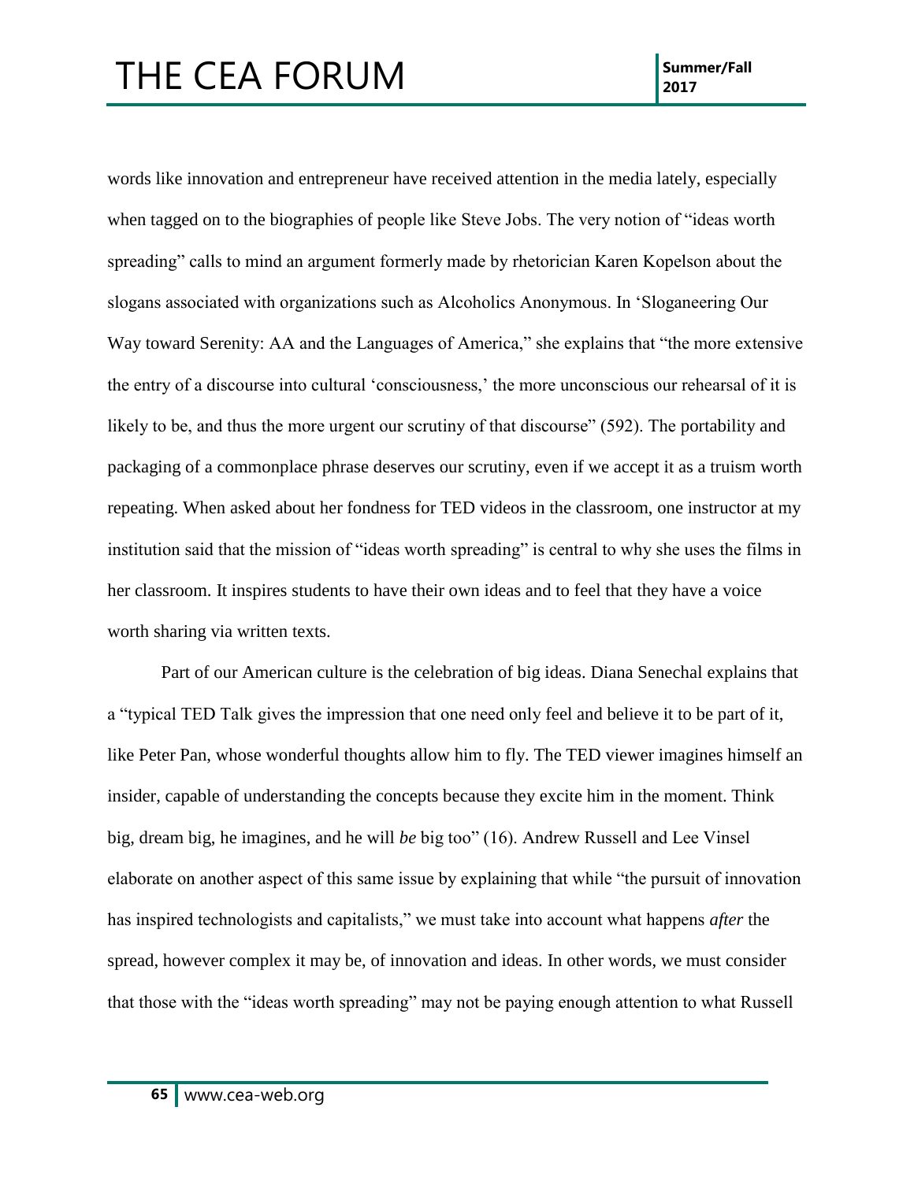words like innovation and entrepreneur have received attention in the media lately, especially when tagged on to the biographies of people like Steve Jobs. The very notion of "ideas worth spreading" calls to mind an argument formerly made by rhetorician Karen Kopelson about the slogans associated with organizations such as Alcoholics Anonymous. In 'Sloganeering Our Way toward Serenity: AA and the Languages of America," she explains that "the more extensive the entry of a discourse into cultural 'consciousness,' the more unconscious our rehearsal of it is likely to be, and thus the more urgent our scrutiny of that discourse" (592). The portability and packaging of a commonplace phrase deserves our scrutiny, even if we accept it as a truism worth repeating. When asked about her fondness for TED videos in the classroom, one instructor at my institution said that the mission of "ideas worth spreading" is central to why she uses the films in her classroom. It inspires students to have their own ideas and to feel that they have a voice worth sharing via written texts.

Part of our American culture is the celebration of big ideas. Diana Senechal explains that a "typical TED Talk gives the impression that one need only feel and believe it to be part of it, like Peter Pan, whose wonderful thoughts allow him to fly. The TED viewer imagines himself an insider, capable of understanding the concepts because they excite him in the moment. Think big, dream big, he imagines, and he will *be* big too" (16). Andrew Russell and Lee Vinsel elaborate on another aspect of this same issue by explaining that while "the pursuit of innovation has inspired technologists and capitalists," we must take into account what happens *after* the spread, however complex it may be, of innovation and ideas. In other words, we must consider that those with the "ideas worth spreading" may not be paying enough attention to what Russell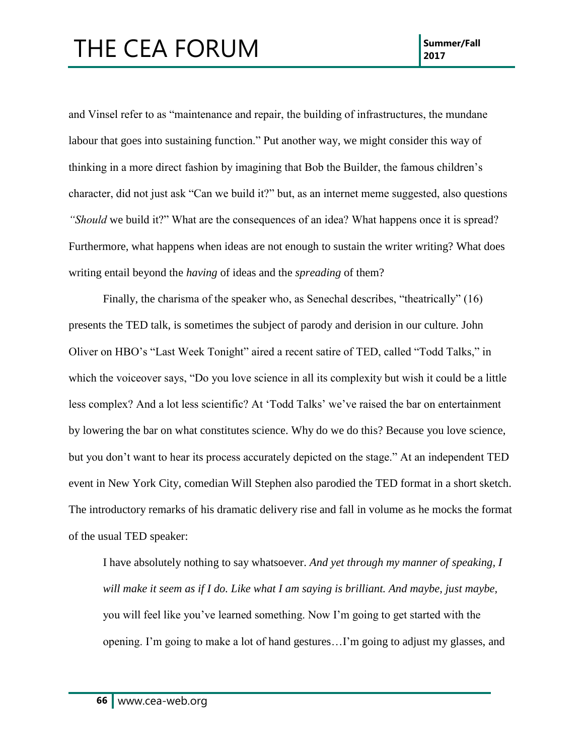and Vinsel refer to as "maintenance and repair, the building of infrastructures, the mundane labour that goes into sustaining function." Put another way, we might consider this way of thinking in a more direct fashion by imagining that Bob the Builder, the famous children's character, did not just ask "Can we build it?" but, as an internet meme suggested, also questions *"Should* we build it?" What are the consequences of an idea? What happens once it is spread? Furthermore, what happens when ideas are not enough to sustain the writer writing? What does writing entail beyond the *having* of ideas and the *spreading* of them?

Finally, the charisma of the speaker who, as Senechal describes, "theatrically" (16) presents the TED talk, is sometimes the subject of parody and derision in our culture. John Oliver on HBO's "Last Week Tonight" aired a recent satire of TED, called "Todd Talks," in which the voiceover says, "Do you love science in all its complexity but wish it could be a little less complex? And a lot less scientific? At 'Todd Talks' we've raised the bar on entertainment by lowering the bar on what constitutes science. Why do we do this? Because you love science, but you don't want to hear its process accurately depicted on the stage." At an independent TED event in New York City, comedian Will Stephen also parodied the TED format in a short sketch. The introductory remarks of his dramatic delivery rise and fall in volume as he mocks the format of the usual TED speaker:

> I have absolutely nothing to say whatsoever. *And yet through my manner of speaking, I will make it seem as if I do. Like what I am saying is brilliant. And maybe, just maybe,* you will feel like you've learned something. Now I'm going to get started with the opening. I'm going to make a lot of hand gestures…I'm going to adjust my glasses, and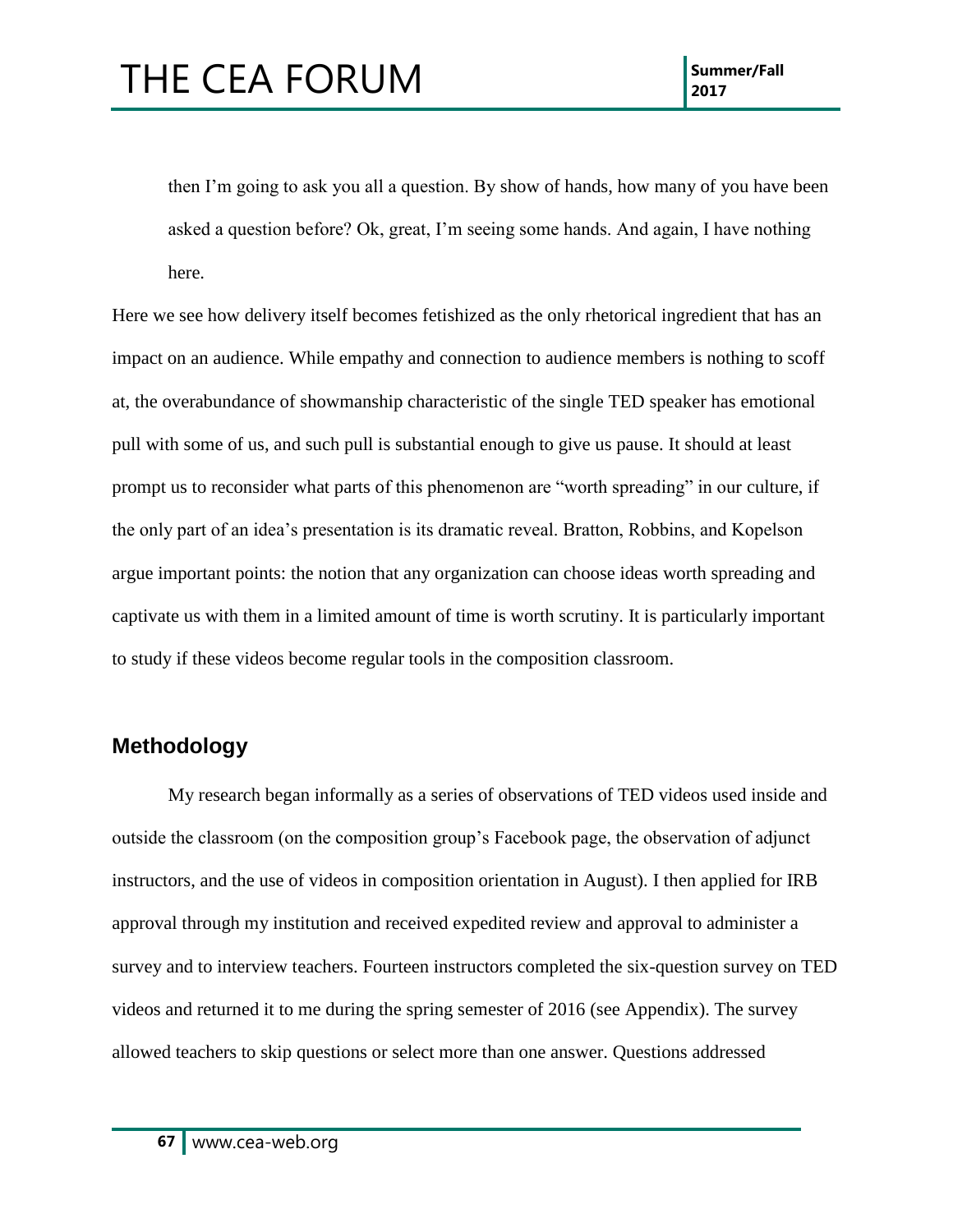> then I'm going to ask you all a question. By show of hands, how many of you have been asked a question before? Ok, great, I'm seeing some hands. And again, I have nothing here.

Here we see how delivery itself becomes fetishized as the only rhetorical ingredient that has an impact on an audience. While empathy and connection to audience members is nothing to scoff at, the overabundance of showmanship characteristic of the single TED speaker has emotional pull with some of us, and such pull is substantial enough to give us pause. It should at least prompt us to reconsider what parts of this phenomenon are "worth spreading" in our culture, if the only part of an idea's presentation is its dramatic reveal. Bratton, Robbins, and Kopelson argue important points: the notion that any organization can choose ideas worth spreading and captivate us with them in a limited amount of time is worth scrutiny. It is particularly important to study if these videos become regular tools in the composition classroom.

## Methodology

My research began informally as a series of observations of TED videos used inside and outside the classroom (on the composition group's Facebook page, the observation of adjunct instructors, and the use of videos in composition orientation in August). I then applied for IRB approval through my institution and received expedited review and approval to administer a survey and to interview teachers. Fourteen instructors completed the six-question survey on TED videos and returned it to me during the spring semester of 2016 (see Appendix). The survey allowed teachers to skip questions or select more than one answer. Questions addressed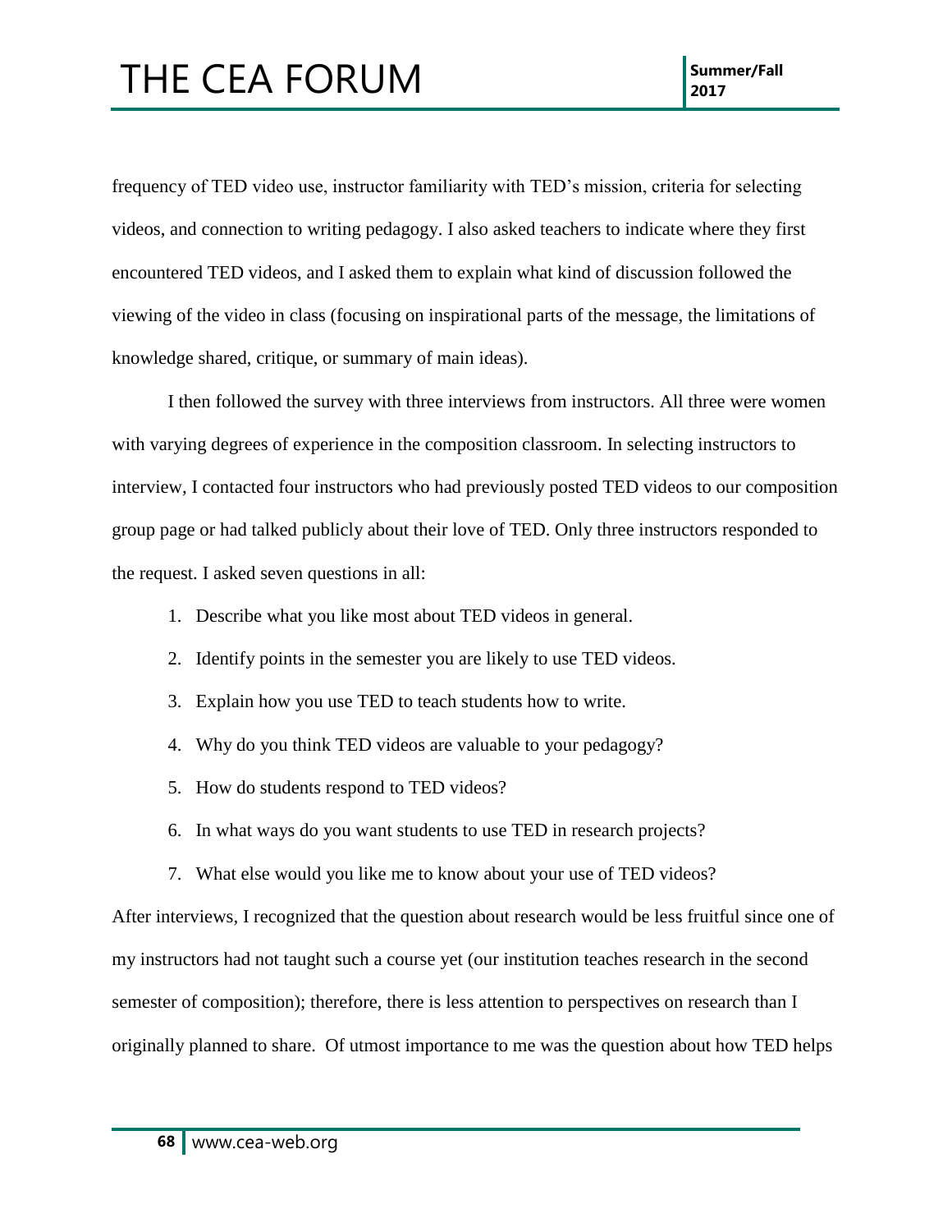frequency of TED video use, instructor familiarity with TED's mission, criteria for selecting videos, and connection to writing pedagogy. I also asked teachers to indicate where they first encountered TED videos, and I asked them to explain what kind of discussion followed the viewing of the video in class (focusing on inspirational parts of the message, the limitations of knowledge shared, critique, or summary of main ideas).

I then followed the survey with three interviews from instructors. All three were women with varying degrees of experience in the composition classroom. In selecting instructors to interview, I contacted four instructors who had previously posted TED videos to our composition group page or had talked publicly about their love of TED. Only three instructors responded to the request. I asked seven questions in all:

1. Describe what you like most about TED videos in general.
2. Identify points in the semester you are likely to use TED videos.
3. Explain how you use TED to teach students how to write.
4. Why do you think TED videos are valuable to your pedagogy?
5. How do students respond to TED videos?
6. In what ways do you want students to use TED in research projects?
7. What else would you like me to know about your use of TED videos?

After interviews, I recognized that the question about research would be less fruitful since one of my instructors had not taught such a course yet (our institution teaches research in the second semester of composition); therefore, there is less attention to perspectives on research than I originally planned to share. Of utmost importance to me was the question about how TED helps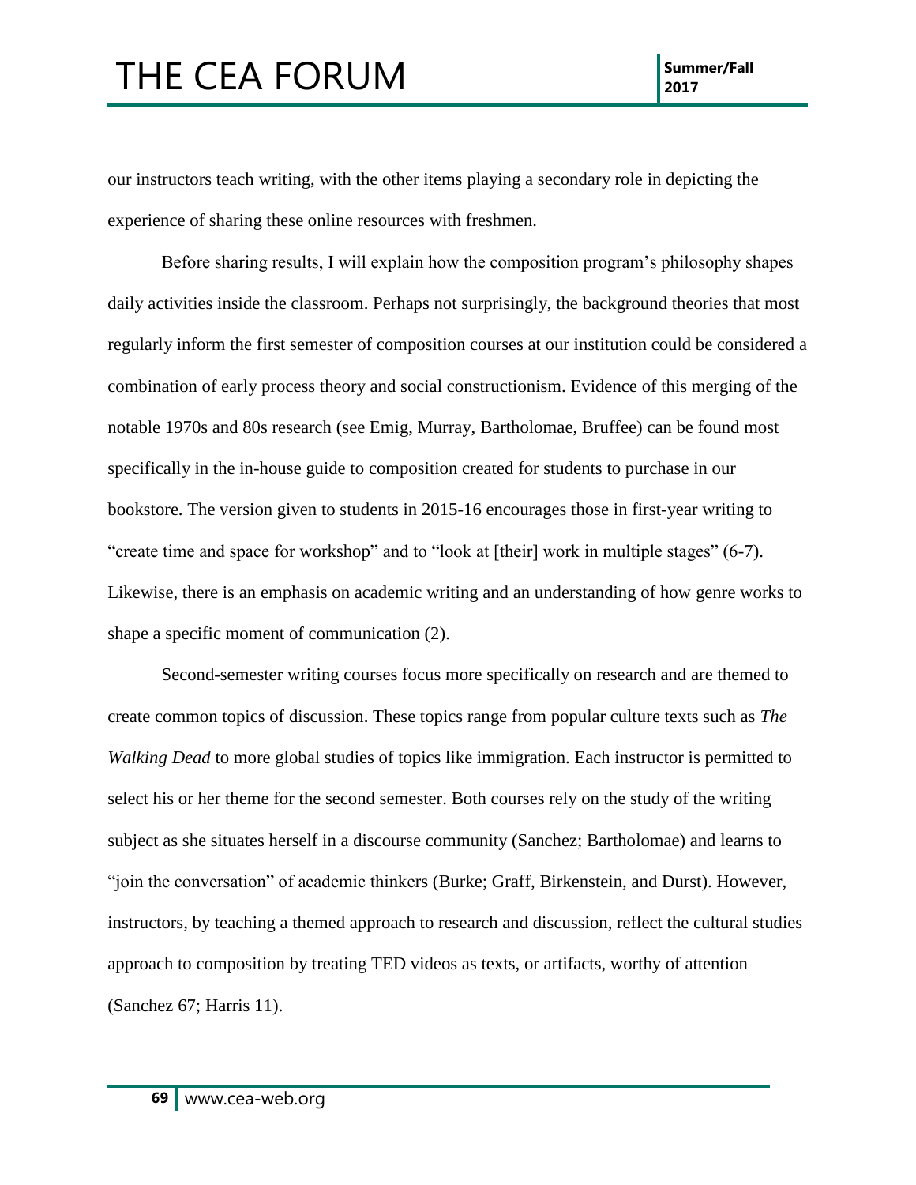our instructors teach writing, with the other items playing a secondary role in depicting the experience of sharing these online resources with freshmen.

Before sharing results, I will explain how the composition program's philosophy shapes daily activities inside the classroom. Perhaps not surprisingly, the background theories that most regularly inform the first semester of composition courses at our institution could be considered a combination of early process theory and social constructionism. Evidence of this merging of the notable 1970s and 80s research (see Emig, Murray, Bartholomae, Bruffee) can be found most specifically in the in-house guide to composition created for students to purchase in our bookstore. The version given to students in 2015-16 encourages those in first-year writing to "create time and space for workshop" and to "look at [their] work in multiple stages" (6-7). Likewise, there is an emphasis on academic writing and an understanding of how genre works to shape a specific moment of communication (2).

Second-semester writing courses focus more specifically on research and are themed to create common topics of discussion. These topics range from popular culture texts such as *The Walking Dead* to more global studies of topics like immigration. Each instructor is permitted to select his or her theme for the second semester. Both courses rely on the study of the writing subject as she situates herself in a discourse community (Sanchez; Bartholomae) and learns to "join the conversation" of academic thinkers (Burke; Graff, Birkenstein, and Durst). However, instructors, by teaching a themed approach to research and discussion, reflect the cultural studies approach to composition by treating TED videos as texts, or artifacts, worthy of attention (Sanchez 67; Harris 11).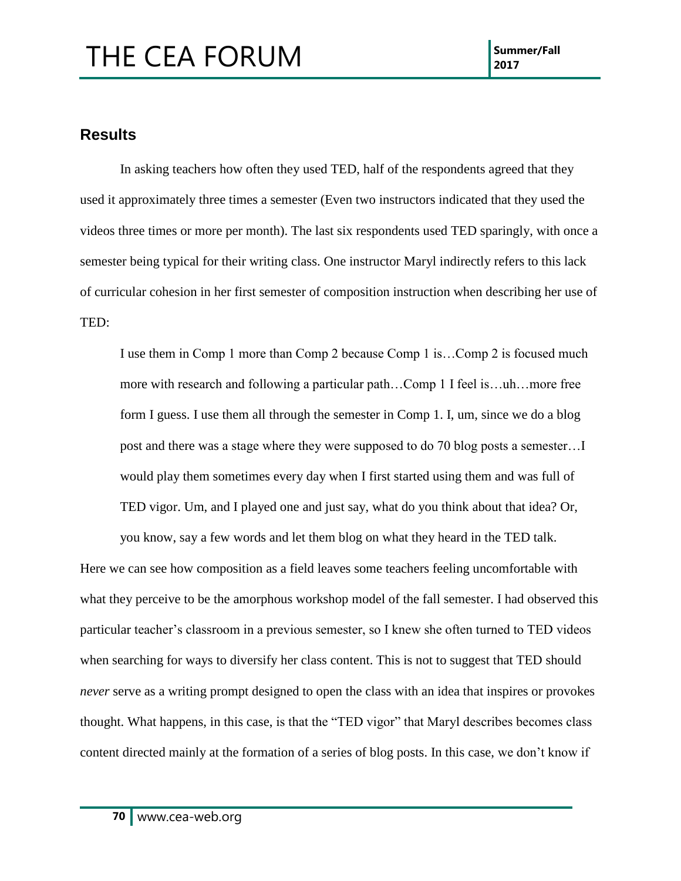## Results

In asking teachers how often they used TED, half of the respondents agreed that they used it approximately three times a semester (Even two instructors indicated that they used the videos three times or more per month). The last six respondents used TED sparingly, with once a semester being typical for their writing class. One instructor Maryl indirectly refers to this lack of curricular cohesion in her first semester of composition instruction when describing her use of TED:

> I use them in Comp 1 more than Comp 2 because Comp 1 is…Comp 2 is focused much more with research and following a particular path…Comp 1 I feel is…uh…more free form I guess. I use them all through the semester in Comp 1. I, um, since we do a blog post and there was a stage where they were supposed to do 70 blog posts a semester…I would play them sometimes every day when I first started using them and was full of TED vigor. Um, and I played one and just say, what do you think about that idea? Or, you know, say a few words and let them blog on what they heard in the TED talk.

Here we can see how composition as a field leaves some teachers feeling uncomfortable with what they perceive to be the amorphous workshop model of the fall semester. I had observed this particular teacher's classroom in a previous semester, so I knew she often turned to TED videos when searching for ways to diversify her class content. This is not to suggest that TED should *never* serve as a writing prompt designed to open the class with an idea that inspires or provokes thought. What happens, in this case, is that the "TED vigor" that Maryl describes becomes class content directed mainly at the formation of a series of blog posts. In this case, we don't know if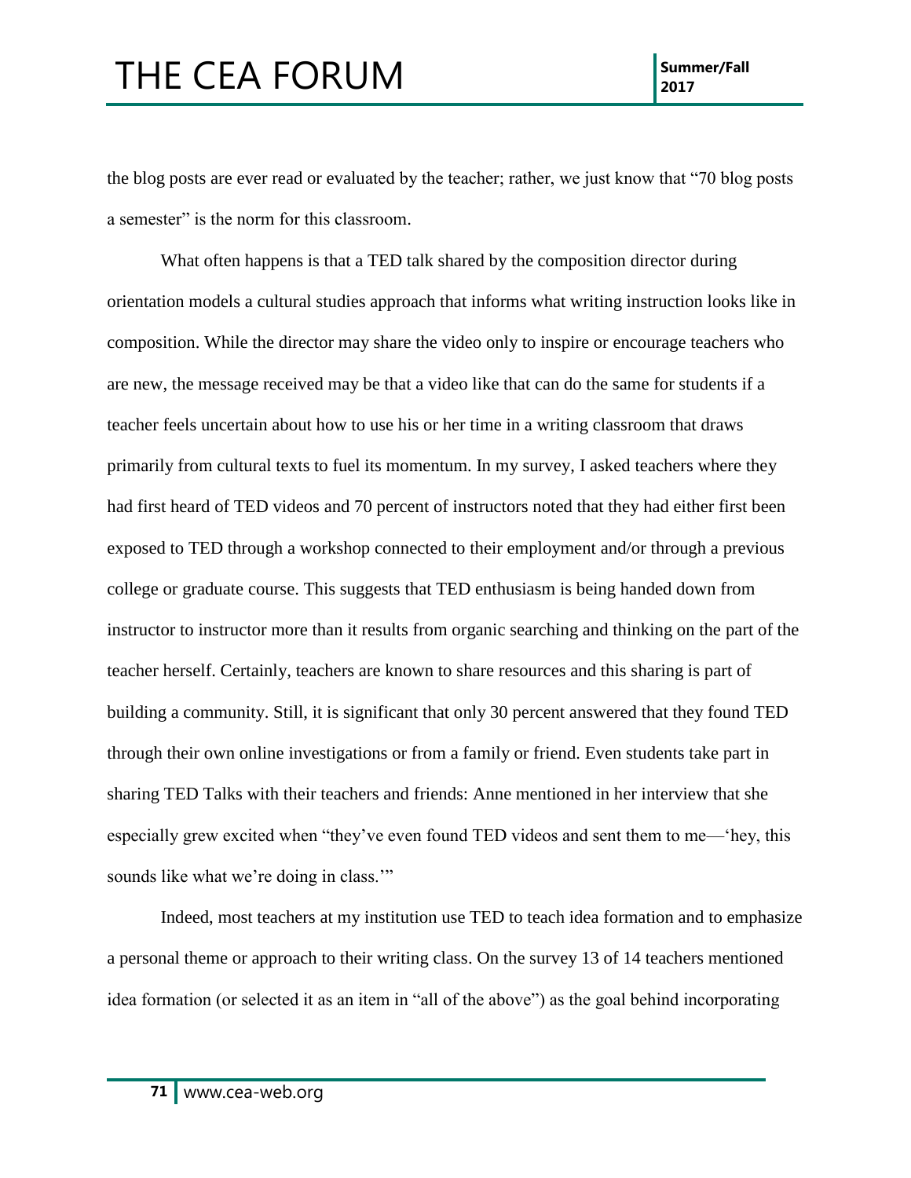the blog posts are ever read or evaluated by the teacher; rather, we just know that "70 blog posts a semester" is the norm for this classroom.

What often happens is that a TED talk shared by the composition director during orientation models a cultural studies approach that informs what writing instruction looks like in composition. While the director may share the video only to inspire or encourage teachers who are new, the message received may be that a video like that can do the same for students if a teacher feels uncertain about how to use his or her time in a writing classroom that draws primarily from cultural texts to fuel its momentum. In my survey, I asked teachers where they had first heard of TED videos and 70 percent of instructors noted that they had either first been exposed to TED through a workshop connected to their employment and/or through a previous college or graduate course. This suggests that TED enthusiasm is being handed down from instructor to instructor more than it results from organic searching and thinking on the part of the teacher herself. Certainly, teachers are known to share resources and this sharing is part of building a community. Still, it is significant that only 30 percent answered that they found TED through their own online investigations or from a family or friend. Even students take part in sharing TED Talks with their teachers and friends: Anne mentioned in her interview that she especially grew excited when "they've even found TED videos and sent them to me—'hey, this sounds like what we're doing in class.'"

Indeed, most teachers at my institution use TED to teach idea formation and to emphasize a personal theme or approach to their writing class. On the survey 13 of 14 teachers mentioned idea formation (or selected it as an item in "all of the above") as the goal behind incorporating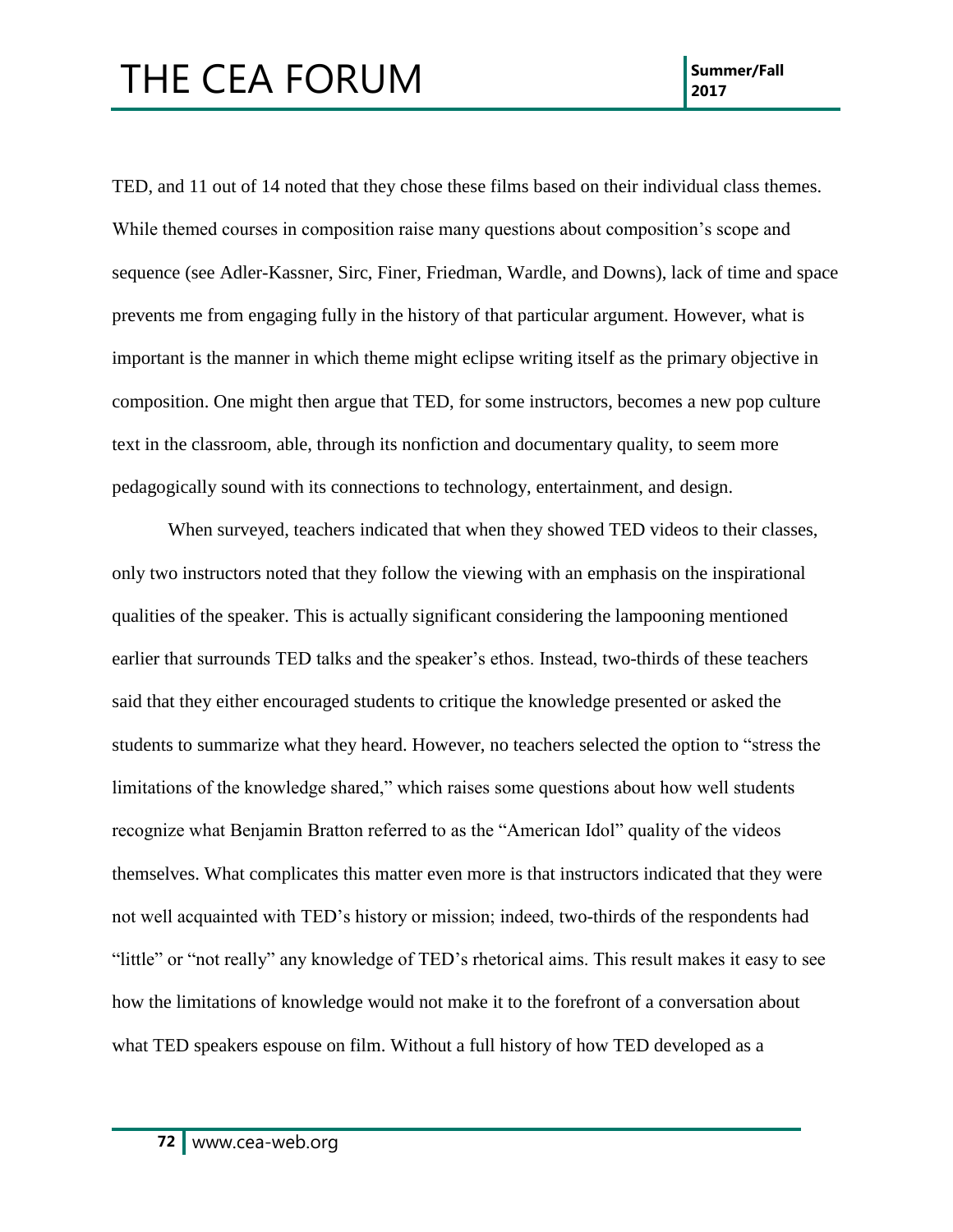TED, and 11 out of 14 noted that they chose these films based on their individual class themes. While themed courses in composition raise many questions about composition's scope and sequence (see Adler-Kassner, Sirc, Finer, Friedman, Wardle, and Downs), lack of time and space prevents me from engaging fully in the history of that particular argument. However, what is important is the manner in which theme might eclipse writing itself as the primary objective in composition. One might then argue that TED, for some instructors, becomes a new pop culture text in the classroom, able, through its nonfiction and documentary quality, to seem more pedagogically sound with its connections to technology, entertainment, and design.

When surveyed, teachers indicated that when they showed TED videos to their classes, only two instructors noted that they follow the viewing with an emphasis on the inspirational qualities of the speaker. This is actually significant considering the lampooning mentioned earlier that surrounds TED talks and the speaker's ethos. Instead, two-thirds of these teachers said that they either encouraged students to critique the knowledge presented or asked the students to summarize what they heard. However, no teachers selected the option to "stress the limitations of the knowledge shared," which raises some questions about how well students recognize what Benjamin Bratton referred to as the "American Idol" quality of the videos themselves. What complicates this matter even more is that instructors indicated that they were not well acquainted with TED's history or mission; indeed, two-thirds of the respondents had "little" or "not really" any knowledge of TED's rhetorical aims. This result makes it easy to see how the limitations of knowledge would not make it to the forefront of a conversation about what TED speakers espouse on film. Without a full history of how TED developed as a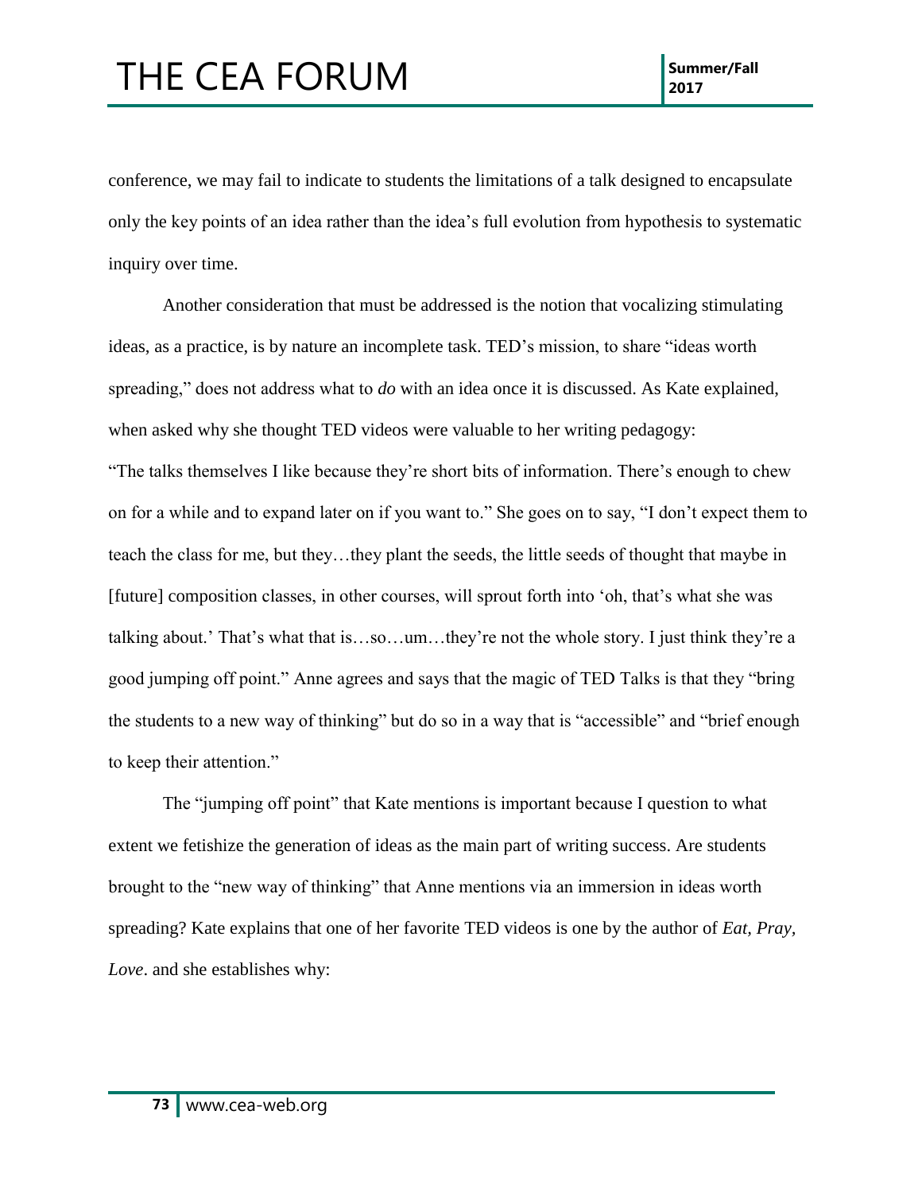conference, we may fail to indicate to students the limitations of a talk designed to encapsulate only the key points of an idea rather than the idea's full evolution from hypothesis to systematic inquiry over time.

Another consideration that must be addressed is the notion that vocalizing stimulating ideas, as a practice, is by nature an incomplete task. TED's mission, to share "ideas worth spreading," does not address what to *do* with an idea once it is discussed. As Kate explained, when asked why she thought TED videos were valuable to her writing pedagogy:

"The talks themselves I like because they're short bits of information. There's enough to chew on for a while and to expand later on if you want to." She goes on to say, "I don't expect them to teach the class for me, but they…they plant the seeds, the little seeds of thought that maybe in [future] composition classes, in other courses, will sprout forth into 'oh, that's what she was talking about.' That's what that is…so…um…they're not the whole story. I just think they're a good jumping off point." Anne agrees and says that the magic of TED Talks is that they "bring the students to a new way of thinking" but do so in a way that is "accessible" and "brief enough to keep their attention."

The "jumping off point" that Kate mentions is important because I question to what extent we fetishize the generation of ideas as the main part of writing success. Are students brought to the "new way of thinking" that Anne mentions via an immersion in ideas worth spreading? Kate explains that one of her favorite TED videos is one by the author of *Eat, Pray, Love*. and she establishes why: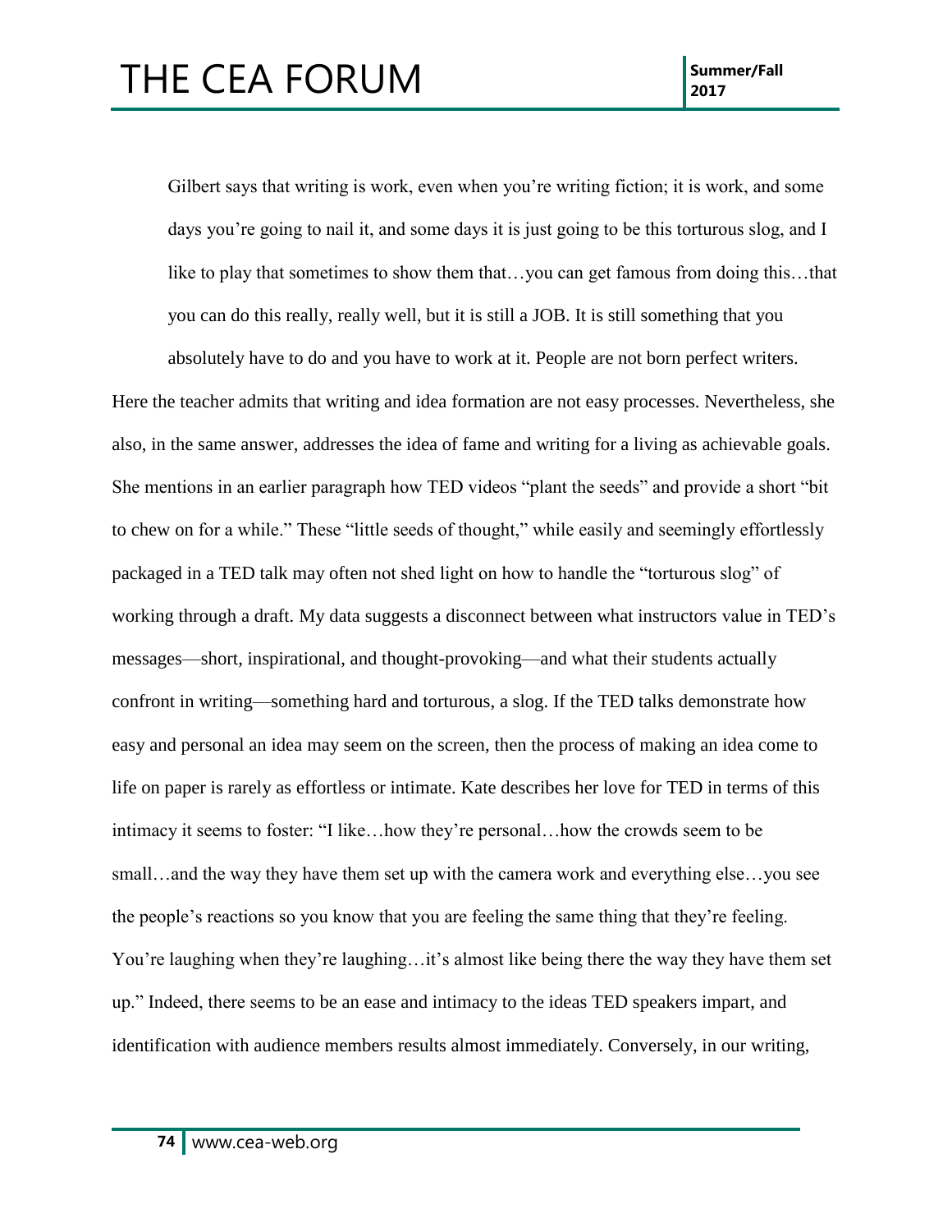> Gilbert says that writing is work, even when you're writing fiction; it is work, and some days you're going to nail it, and some days it is just going to be this torturous slog, and I like to play that sometimes to show them that…you can get famous from doing this…that you can do this really, really well, but it is still a JOB. It is still something that you absolutely have to do and you have to work at it. People are not born perfect writers.

Here the teacher admits that writing and idea formation are not easy processes. Nevertheless, she also, in the same answer, addresses the idea of fame and writing for a living as achievable goals. She mentions in an earlier paragraph how TED videos "plant the seeds" and provide a short "bit to chew on for a while." These "little seeds of thought," while easily and seemingly effortlessly packaged in a TED talk may often not shed light on how to handle the "torturous slog" of working through a draft. My data suggests a disconnect between what instructors value in TED's messages—short, inspirational, and thought-provoking—and what their students actually confront in writing—something hard and torturous, a slog. If the TED talks demonstrate how easy and personal an idea may seem on the screen, then the process of making an idea come to life on paper is rarely as effortless or intimate. Kate describes her love for TED in terms of this intimacy it seems to foster: "I like…how they're personal…how the crowds seem to be small…and the way they have them set up with the camera work and everything else…you see the people's reactions so you know that you are feeling the same thing that they're feeling. You're laughing when they're laughing…it's almost like being there the way they have them set up." Indeed, there seems to be an ease and intimacy to the ideas TED speakers impart, and identification with audience members results almost immediately. Conversely, in our writing,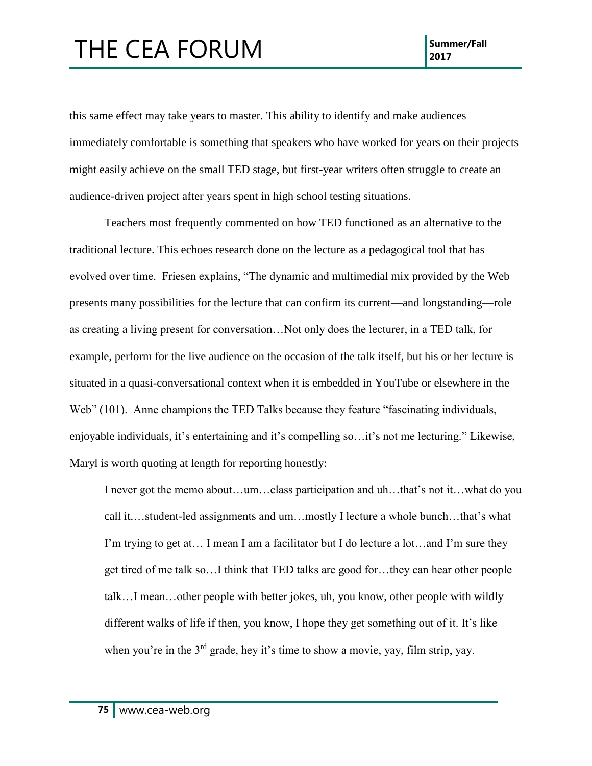this same effect may take years to master. This ability to identify and make audiences immediately comfortable is something that speakers who have worked for years on their projects might easily achieve on the small TED stage, but first-year writers often struggle to create an audience-driven project after years spent in high school testing situations.

Teachers most frequently commented on how TED functioned as an alternative to the traditional lecture. This echoes research done on the lecture as a pedagogical tool that has evolved over time. Friesen explains, "The dynamic and multimedial mix provided by the Web presents many possibilities for the lecture that can confirm its current—and longstanding—role as creating a living present for conversation…Not only does the lecturer, in a TED talk, for example, perform for the live audience on the occasion of the talk itself, but his or her lecture is situated in a quasi-conversational context when it is embedded in YouTube or elsewhere in the Web" (101). Anne champions the TED Talks because they feature "fascinating individuals, enjoyable individuals, it's entertaining and it's compelling so…it's not me lecturing." Likewise, Maryl is worth quoting at length for reporting honestly:

> I never got the memo about…um…class participation and uh…that's not it…what do you call it.…student-led assignments and um…mostly I lecture a whole bunch…that's what I'm trying to get at… I mean I am a facilitator but I do lecture a lot…and I'm sure they get tired of me talk so…I think that TED talks are good for…they can hear other people talk…I mean…other people with better jokes, uh, you know, other people with wildly different walks of life if then, you know, I hope they get something out of it. It's like when you're in the 3rd grade, hey it's time to show a movie, yay, film strip, yay.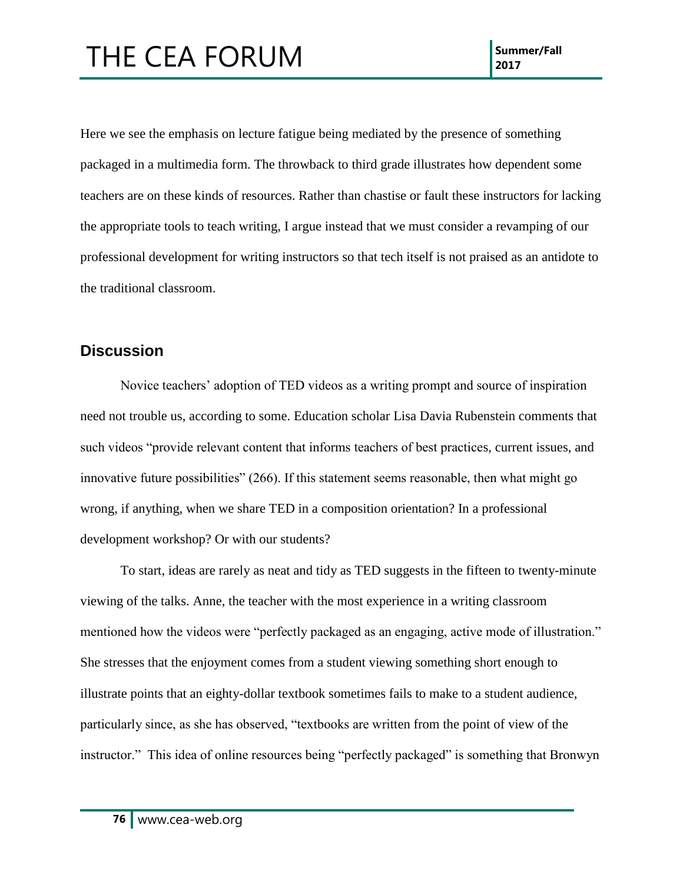Here we see the emphasis on lecture fatigue being mediated by the presence of something packaged in a multimedia form. The throwback to third grade illustrates how dependent some teachers are on these kinds of resources. Rather than chastise or fault these instructors for lacking the appropriate tools to teach writing, I argue instead that we must consider a revamping of our professional development for writing instructors so that tech itself is not praised as an antidote to the traditional classroom.

## Discussion

Novice teachers' adoption of TED videos as a writing prompt and source of inspiration need not trouble us, according to some. Education scholar Lisa Davia Rubenstein comments that such videos "provide relevant content that informs teachers of best practices, current issues, and innovative future possibilities" (266). If this statement seems reasonable, then what might go wrong, if anything, when we share TED in a composition orientation? In a professional development workshop? Or with our students?

To start, ideas are rarely as neat and tidy as TED suggests in the fifteen to twenty-minute viewing of the talks. Anne, the teacher with the most experience in a writing classroom mentioned how the videos were "perfectly packaged as an engaging, active mode of illustration." She stresses that the enjoyment comes from a student viewing something short enough to illustrate points that an eighty-dollar textbook sometimes fails to make to a student audience, particularly since, as she has observed, "textbooks are written from the point of view of the instructor." This idea of online resources being "perfectly packaged" is something that Bronwyn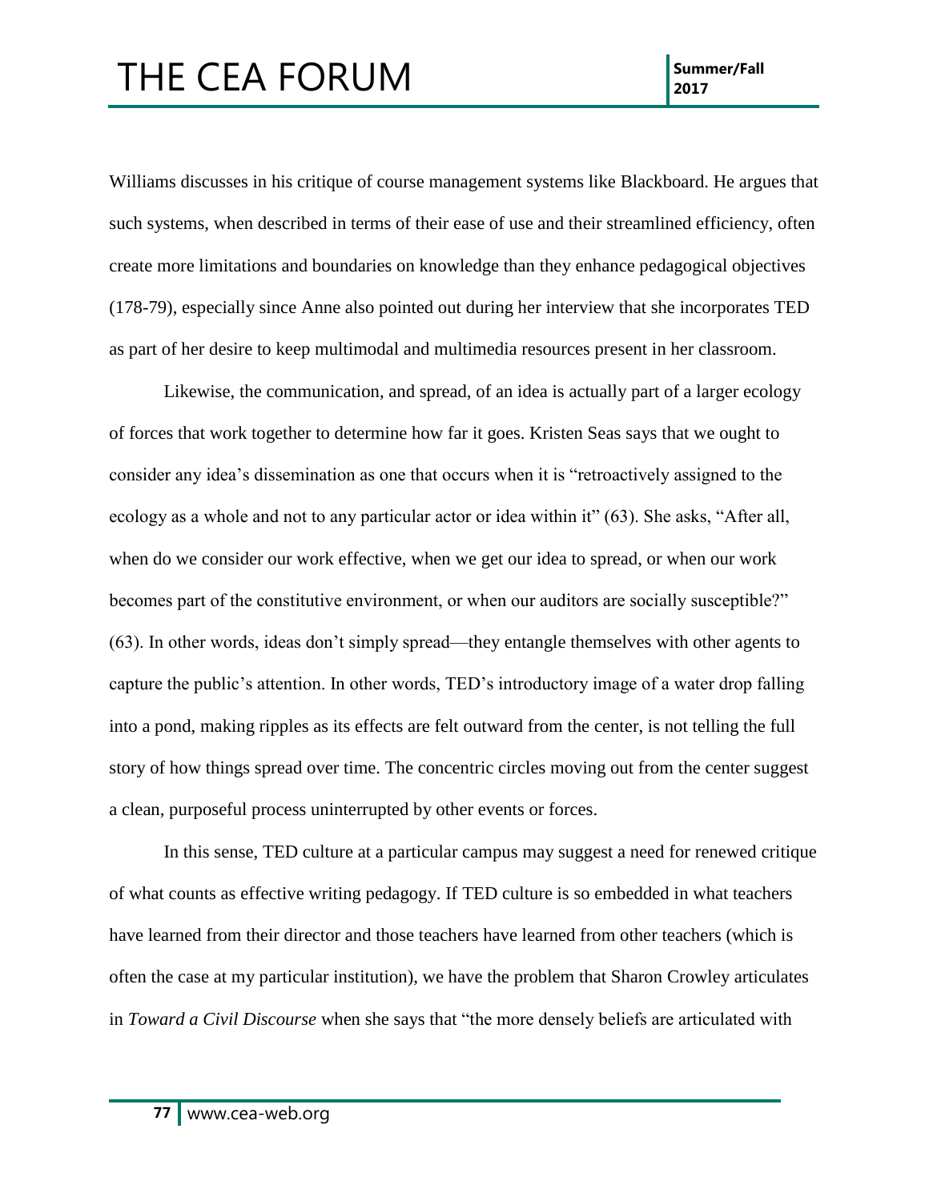Williams discusses in his critique of course management systems like Blackboard. He argues that such systems, when described in terms of their ease of use and their streamlined efficiency, often create more limitations and boundaries on knowledge than they enhance pedagogical objectives (178-79), especially since Anne also pointed out during her interview that she incorporates TED as part of her desire to keep multimodal and multimedia resources present in her classroom.

Likewise, the communication, and spread, of an idea is actually part of a larger ecology of forces that work together to determine how far it goes. Kristen Seas says that we ought to consider any idea's dissemination as one that occurs when it is "retroactively assigned to the ecology as a whole and not to any particular actor or idea within it" (63). She asks, "After all, when do we consider our work effective, when we get our idea to spread, or when our work becomes part of the constitutive environment, or when our auditors are socially susceptible?" (63). In other words, ideas don't simply spread—they entangle themselves with other agents to capture the public's attention. In other words, TED's introductory image of a water drop falling into a pond, making ripples as its effects are felt outward from the center, is not telling the full story of how things spread over time. The concentric circles moving out from the center suggest a clean, purposeful process uninterrupted by other events or forces.

In this sense, TED culture at a particular campus may suggest a need for renewed critique of what counts as effective writing pedagogy. If TED culture is so embedded in what teachers have learned from their director and those teachers have learned from other teachers (which is often the case at my particular institution), we have the problem that Sharon Crowley articulates in *Toward a Civil Discourse* when she says that "the more densely beliefs are articulated with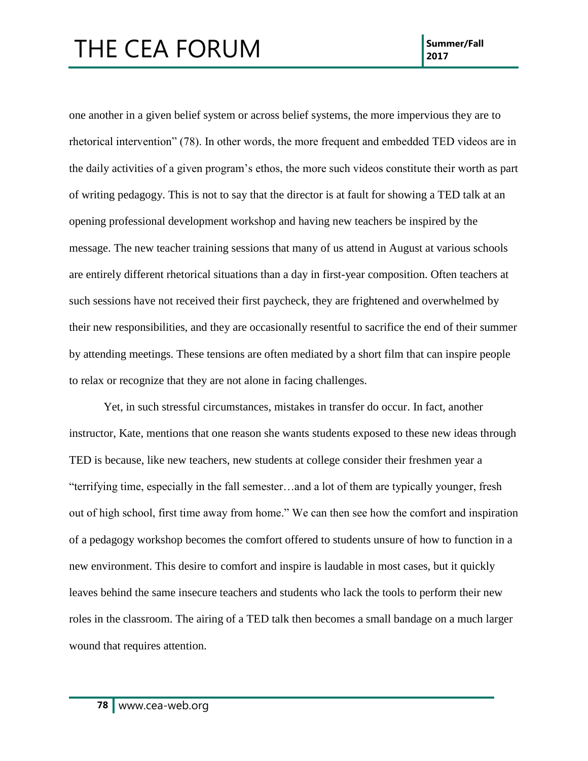one another in a given belief system or across belief systems, the more impervious they are to rhetorical intervention" (78). In other words, the more frequent and embedded TED videos are in the daily activities of a given program's ethos, the more such videos constitute their worth as part of writing pedagogy. This is not to say that the director is at fault for showing a TED talk at an opening professional development workshop and having new teachers be inspired by the message. The new teacher training sessions that many of us attend in August at various schools are entirely different rhetorical situations than a day in first-year composition. Often teachers at such sessions have not received their first paycheck, they are frightened and overwhelmed by their new responsibilities, and they are occasionally resentful to sacrifice the end of their summer by attending meetings. These tensions are often mediated by a short film that can inspire people to relax or recognize that they are not alone in facing challenges.

Yet, in such stressful circumstances, mistakes in transfer do occur. In fact, another instructor, Kate, mentions that one reason she wants students exposed to these new ideas through TED is because, like new teachers, new students at college consider their freshmen year a "terrifying time, especially in the fall semester…and a lot of them are typically younger, fresh out of high school, first time away from home." We can then see how the comfort and inspiration of a pedagogy workshop becomes the comfort offered to students unsure of how to function in a new environment. This desire to comfort and inspire is laudable in most cases, but it quickly leaves behind the same insecure teachers and students who lack the tools to perform their new roles in the classroom. The airing of a TED talk then becomes a small bandage on a much larger wound that requires attention.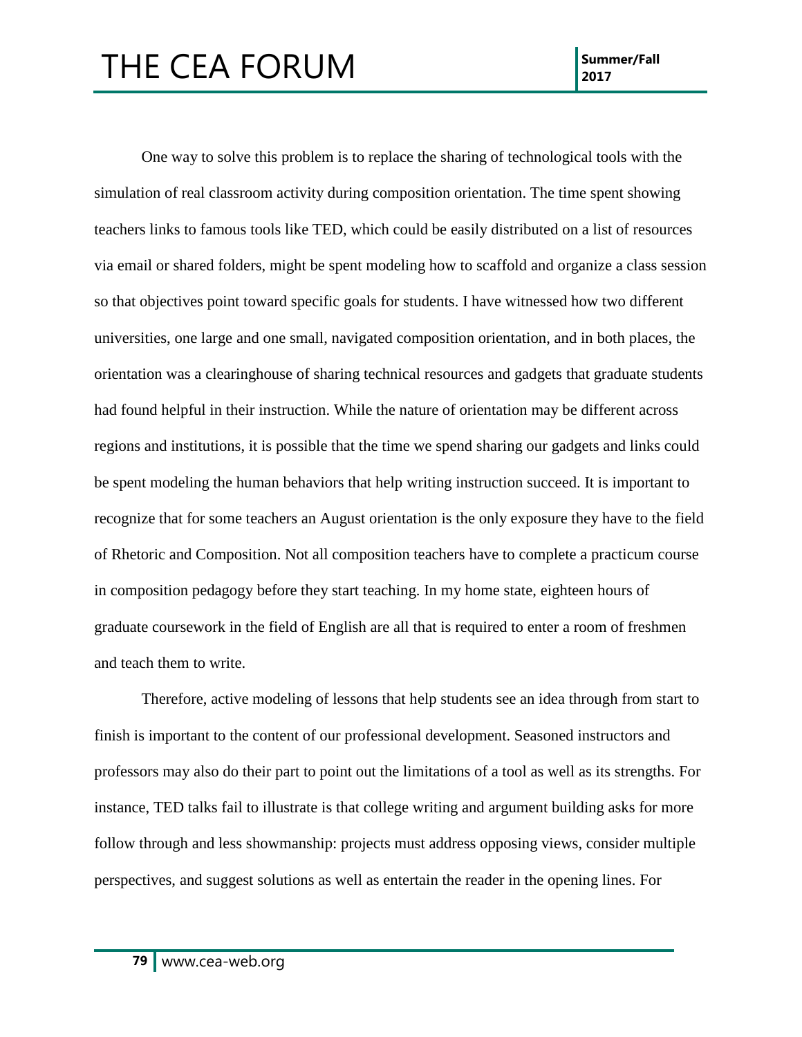One way to solve this problem is to replace the sharing of technological tools with the simulation of real classroom activity during composition orientation. The time spent showing teachers links to famous tools like TED, which could be easily distributed on a list of resources via email or shared folders, might be spent modeling how to scaffold and organize a class session so that objectives point toward specific goals for students. I have witnessed how two different universities, one large and one small, navigated composition orientation, and in both places, the orientation was a clearinghouse of sharing technical resources and gadgets that graduate students had found helpful in their instruction. While the nature of orientation may be different across regions and institutions, it is possible that the time we spend sharing our gadgets and links could be spent modeling the human behaviors that help writing instruction succeed. It is important to recognize that for some teachers an August orientation is the only exposure they have to the field of Rhetoric and Composition. Not all composition teachers have to complete a practicum course in composition pedagogy before they start teaching. In my home state, eighteen hours of graduate coursework in the field of English are all that is required to enter a room of freshmen and teach them to write.

Therefore, active modeling of lessons that help students see an idea through from start to finish is important to the content of our professional development. Seasoned instructors and professors may also do their part to point out the limitations of a tool as well as its strengths. For instance, TED talks fail to illustrate is that college writing and argument building asks for more follow through and less showmanship: projects must address opposing views, consider multiple perspectives, and suggest solutions as well as entertain the reader in the opening lines. For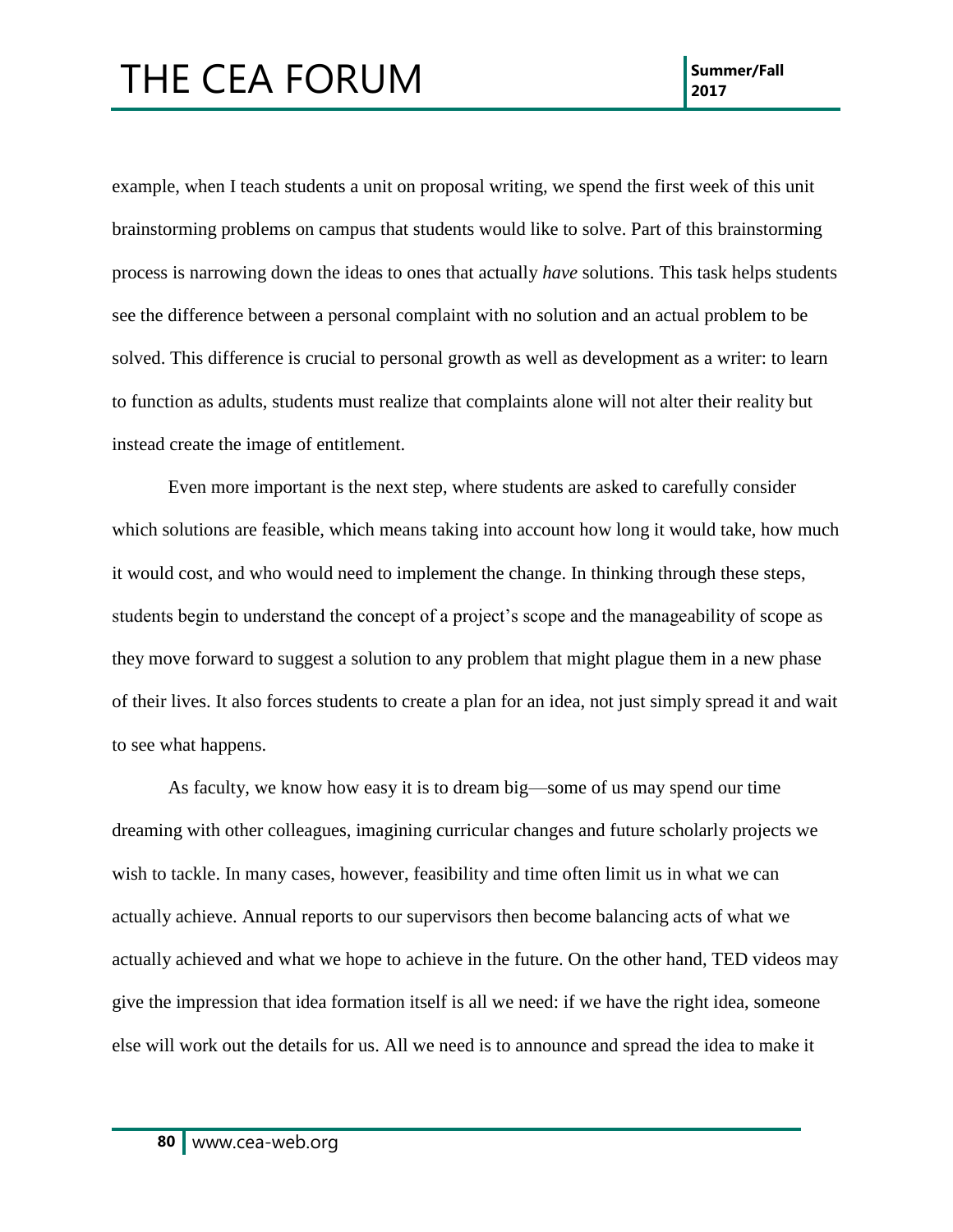example, when I teach students a unit on proposal writing, we spend the first week of this unit brainstorming problems on campus that students would like to solve. Part of this brainstorming process is narrowing down the ideas to ones that actually *have* solutions. This task helps students see the difference between a personal complaint with no solution and an actual problem to be solved. This difference is crucial to personal growth as well as development as a writer: to learn to function as adults, students must realize that complaints alone will not alter their reality but instead create the image of entitlement.

Even more important is the next step, where students are asked to carefully consider which solutions are feasible, which means taking into account how long it would take, how much it would cost, and who would need to implement the change. In thinking through these steps, students begin to understand the concept of a project's scope and the manageability of scope as they move forward to suggest a solution to any problem that might plague them in a new phase of their lives. It also forces students to create a plan for an idea, not just simply spread it and wait to see what happens.

As faculty, we know how easy it is to dream big—some of us may spend our time dreaming with other colleagues, imagining curricular changes and future scholarly projects we wish to tackle. In many cases, however, feasibility and time often limit us in what we can actually achieve. Annual reports to our supervisors then become balancing acts of what we actually achieved and what we hope to achieve in the future. On the other hand, TED videos may give the impression that idea formation itself is all we need: if we have the right idea, someone else will work out the details for us. All we need is to announce and spread the idea to make it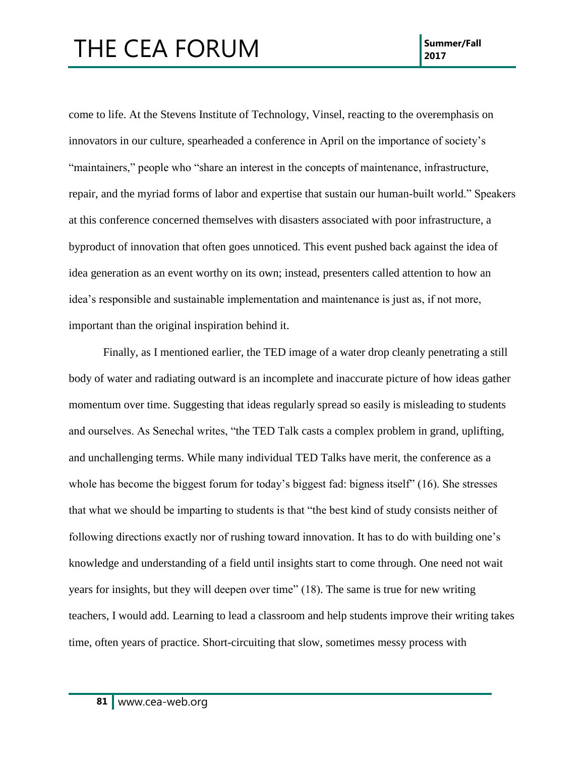come to life. At the Stevens Institute of Technology, Vinsel, reacting to the overemphasis on innovators in our culture, spearheaded a conference in April on the importance of society's "maintainers," people who "share an interest in the concepts of maintenance, infrastructure, repair, and the myriad forms of labor and expertise that sustain our human-built world." Speakers at this conference concerned themselves with disasters associated with poor infrastructure, a byproduct of innovation that often goes unnoticed. This event pushed back against the idea of idea generation as an event worthy on its own; instead, presenters called attention to how an idea's responsible and sustainable implementation and maintenance is just as, if not more, important than the original inspiration behind it.

Finally, as I mentioned earlier, the TED image of a water drop cleanly penetrating a still body of water and radiating outward is an incomplete and inaccurate picture of how ideas gather momentum over time. Suggesting that ideas regularly spread so easily is misleading to students and ourselves. As Senechal writes, "the TED Talk casts a complex problem in grand, uplifting, and unchallenging terms. While many individual TED Talks have merit, the conference as a whole has become the biggest forum for today's biggest fad: bigness itself" (16). She stresses that what we should be imparting to students is that "the best kind of study consists neither of following directions exactly nor of rushing toward innovation. It has to do with building one's knowledge and understanding of a field until insights start to come through. One need not wait years for insights, but they will deepen over time" (18). The same is true for new writing teachers, I would add. Learning to lead a classroom and help students improve their writing takes time, often years of practice. Short-circuiting that slow, sometimes messy process with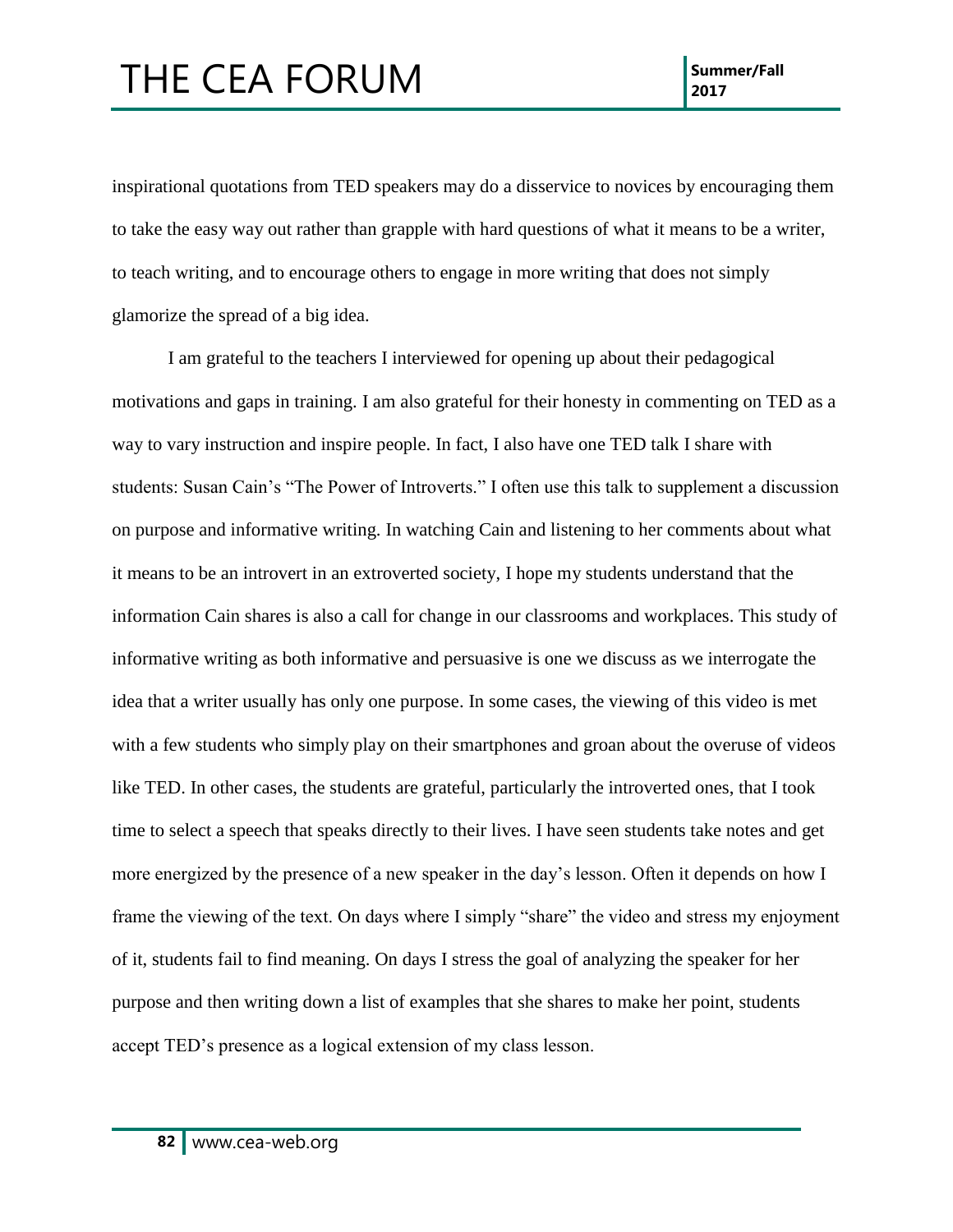inspirational quotations from TED speakers may do a disservice to novices by encouraging them to take the easy way out rather than grapple with hard questions of what it means to be a writer, to teach writing, and to encourage others to engage in more writing that does not simply glamorize the spread of a big idea.

I am grateful to the teachers I interviewed for opening up about their pedagogical motivations and gaps in training. I am also grateful for their honesty in commenting on TED as a way to vary instruction and inspire people. In fact, I also have one TED talk I share with students: Susan Cain's "The Power of Introverts." I often use this talk to supplement a discussion on purpose and informative writing. In watching Cain and listening to her comments about what it means to be an introvert in an extroverted society, I hope my students understand that the information Cain shares is also a call for change in our classrooms and workplaces. This study of informative writing as both informative and persuasive is one we discuss as we interrogate the idea that a writer usually has only one purpose. In some cases, the viewing of this video is met with a few students who simply play on their smartphones and groan about the overuse of videos like TED. In other cases, the students are grateful, particularly the introverted ones, that I took time to select a speech that speaks directly to their lives. I have seen students take notes and get more energized by the presence of a new speaker in the day's lesson. Often it depends on how I frame the viewing of the text. On days where I simply "share" the video and stress my enjoyment of it, students fail to find meaning. On days I stress the goal of analyzing the speaker for her purpose and then writing down a list of examples that she shares to make her point, students accept TED's presence as a logical extension of my class lesson.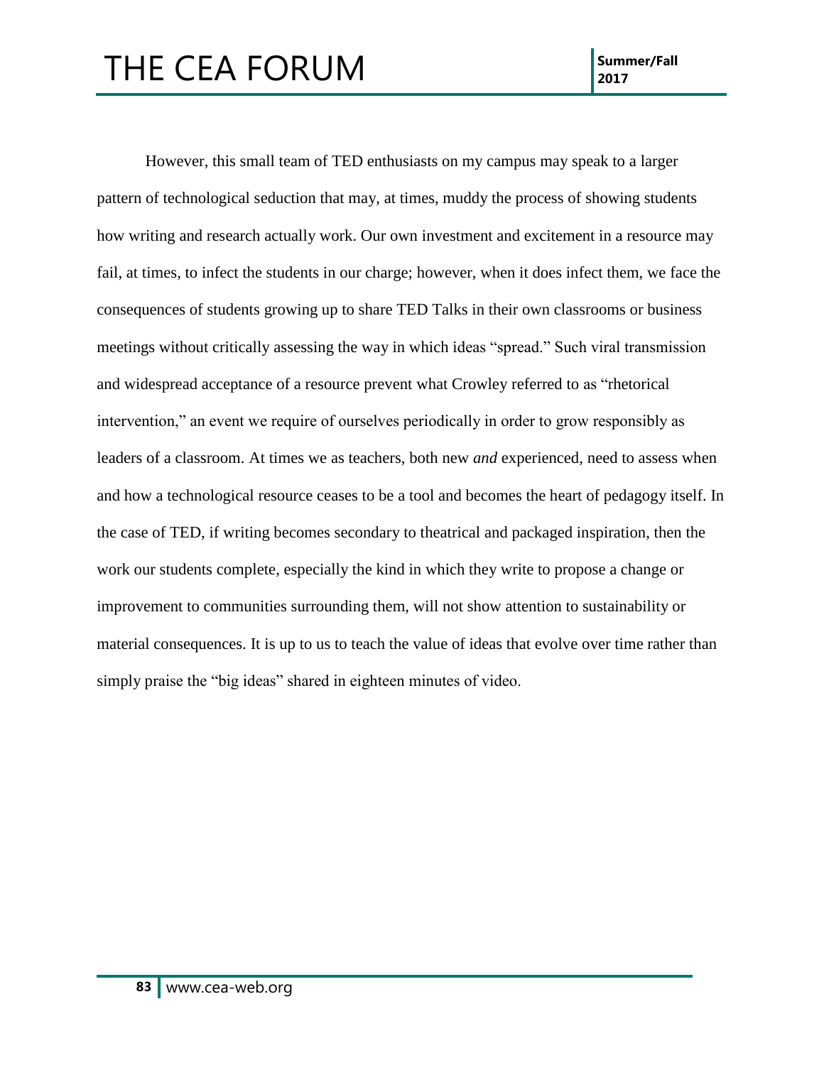However, this small team of TED enthusiasts on my campus may speak to a larger pattern of technological seduction that may, at times, muddy the process of showing students how writing and research actually work. Our own investment and excitement in a resource may fail, at times, to infect the students in our charge; however, when it does infect them, we face the consequences of students growing up to share TED Talks in their own classrooms or business meetings without critically assessing the way in which ideas "spread." Such viral transmission and widespread acceptance of a resource prevent what Crowley referred to as "rhetorical intervention," an event we require of ourselves periodically in order to grow responsibly as leaders of a classroom. At times we as teachers, both new *and* experienced, need to assess when and how a technological resource ceases to be a tool and becomes the heart of pedagogy itself. In the case of TED, if writing becomes secondary to theatrical and packaged inspiration, then the work our students complete, especially the kind in which they write to propose a change or improvement to communities surrounding them, will not show attention to sustainability or material consequences. It is up to us to teach the value of ideas that evolve over time rather than simply praise the "big ideas" shared in eighteen minutes of video.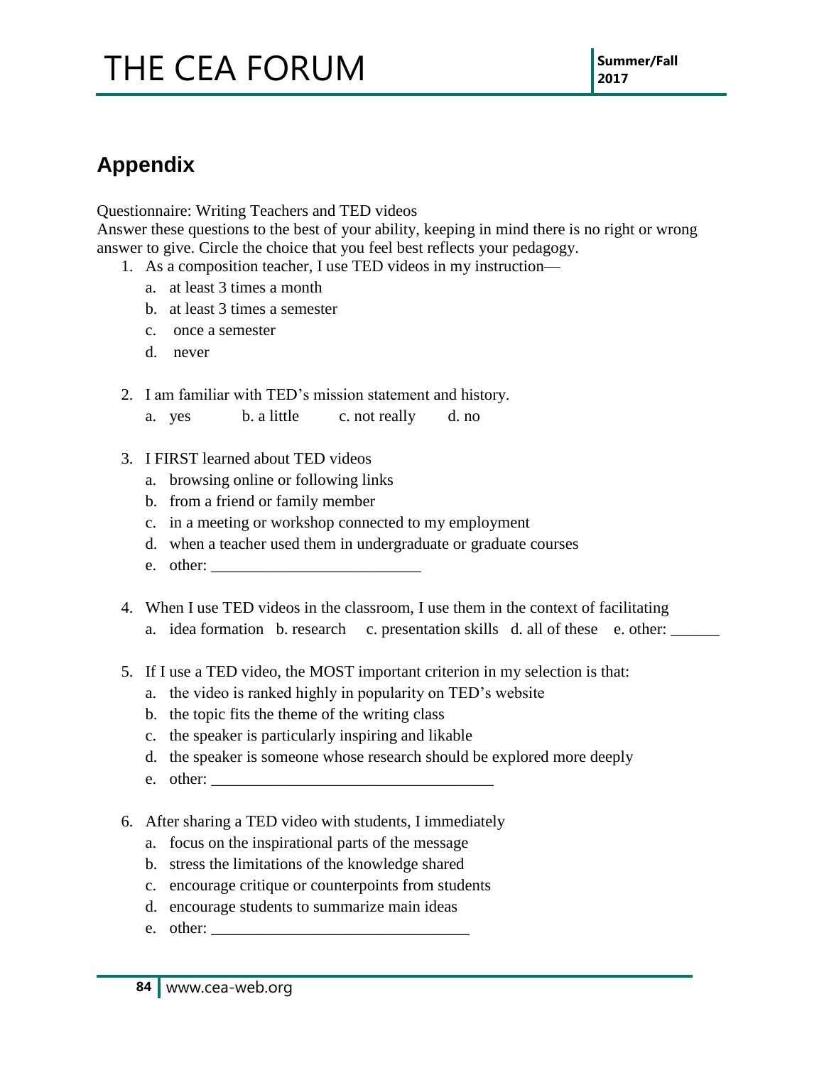## Appendix

Questionnaire: Writing Teachers and TED videos
Answer these questions to the best of your ability, keeping in mind there is no right or wrong answer to give. Circle the choice that you feel best reflects your pedagogy.

1. As a composition teacher, I use TED videos in my instruction—
   a. at least 3 times a month
   b. at least 3 times a semester
   c. once a semester
   d. never

2. I am familiar with TED's mission statement and history.
   a. yes  b. a little  c. not really  d. no

3. I FIRST learned about TED videos
   a. browsing online or following links
   b. from a friend or family member
   c. in a meeting or workshop connected to my employment
   d. when a teacher used them in undergraduate or graduate courses
   e. other: ________________________

4. When I use TED videos in the classroom, I use them in the context of facilitating
   a. idea formation  b. research  c. presentation skills  d. all of these  e. other: ______

5. If I use a TED video, the MOST important criterion in my selection is that:
   a. the video is ranked highly in popularity on TED's website
   b. the topic fits the theme of the writing class
   c. the speaker is particularly inspiring and likable
   d. the speaker is someone whose research should be explored more deeply
   e. other: ________________________________

6. After sharing a TED video with students, I immediately
   a. focus on the inspirational parts of the message
   b. stress the limitations of the knowledge shared
   c. encourage critique or counterpoints from students
   d. encourage students to summarize main ideas
   e. other: _____________________________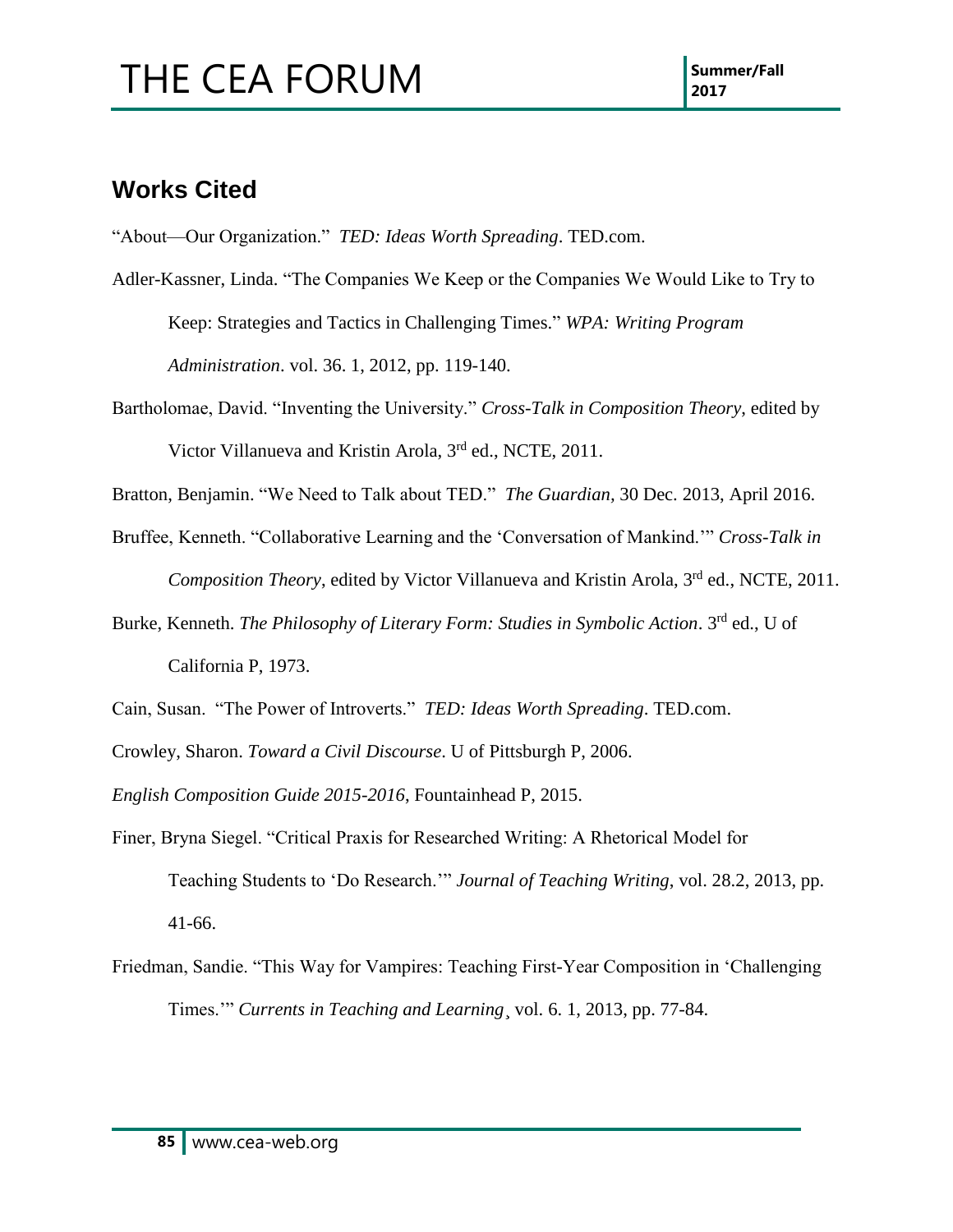## Works Cited

"About—Our Organization." *TED: Ideas Worth Spreading*. TED.com.

Adler-Kassner, Linda. "The Companies We Keep or the Companies We Would Like to Try to Keep: Strategies and Tactics in Challenging Times." *WPA: Writing Program Administration*. vol. 36. 1, 2012, pp. 119-140.

Bartholomae, David. "Inventing the University." *Cross-Talk in Composition Theory*, edited by Victor Villanueva and Kristin Arola, 3rd ed., NCTE, 2011.

Bratton, Benjamin. "We Need to Talk about TED." *The Guardian*, 30 Dec. 2013, April 2016.

Bruffee, Kenneth. "Collaborative Learning and the 'Conversation of Mankind.'" *Cross-Talk in Composition Theory*, edited by Victor Villanueva and Kristin Arola, 3rd ed., NCTE, 2011.

Burke, Kenneth. *The Philosophy of Literary Form: Studies in Symbolic Action*. 3rd ed., U of California P, 1973.

Cain, Susan. "The Power of Introverts." *TED: Ideas Worth Spreading*. TED.com.

Crowley, Sharon. *Toward a Civil Discourse*. U of Pittsburgh P, 2006.

*English Composition Guide 2015-2016*, Fountainhead P, 2015.

Finer, Bryna Siegel. "Critical Praxis for Researched Writing: A Rhetorical Model for Teaching Students to 'Do Research.'" *Journal of Teaching Writing*, vol. 28.2, 2013, pp. 41-66.

Friedman, Sandie. "This Way for Vampires: Teaching First-Year Composition in 'Challenging Times.'" *Currents in Teaching and Learning*¸ vol. 6. 1, 2013, pp. 77-84.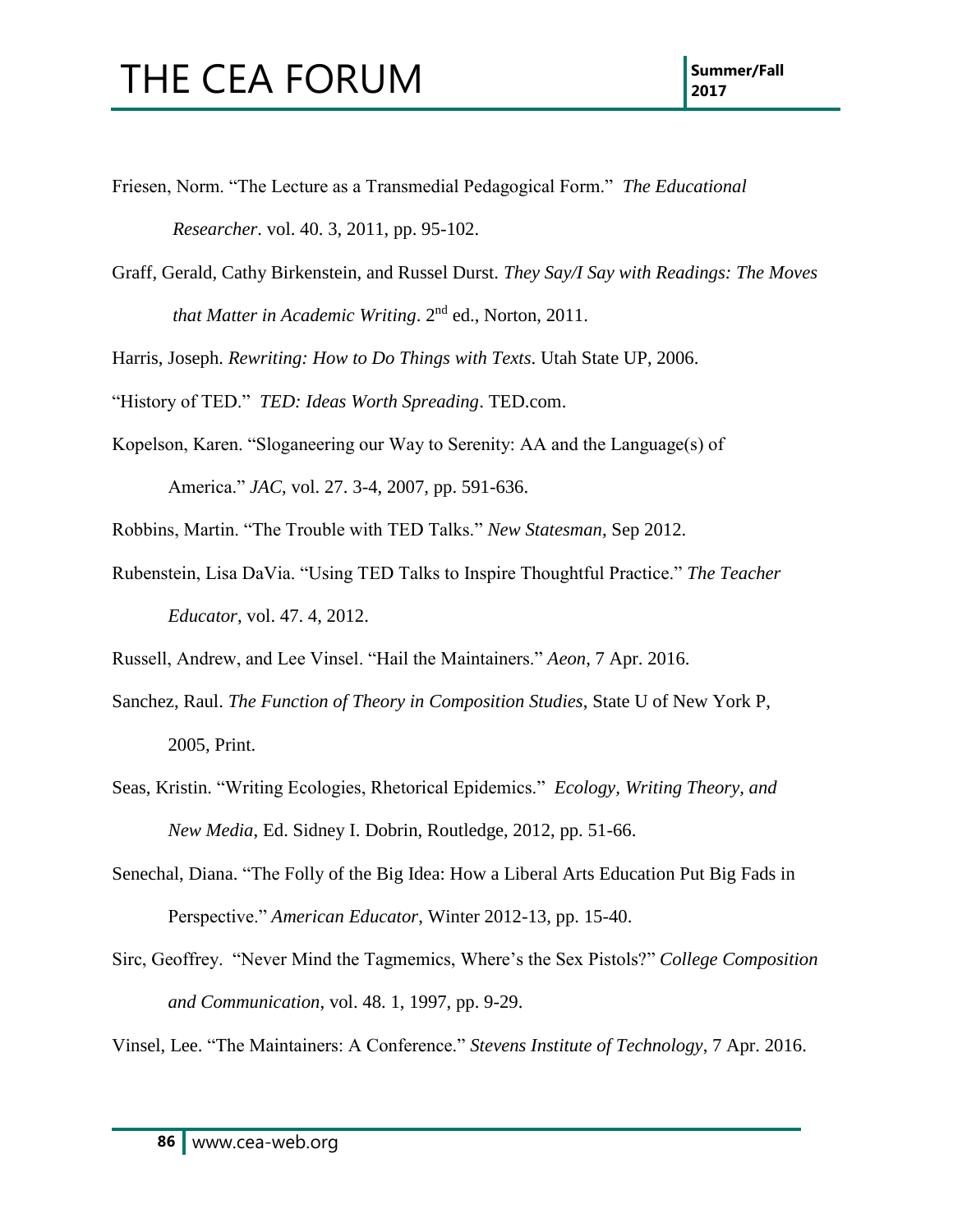Friesen, Norm. "The Lecture as a Transmedial Pedagogical Form." *The Educational Researcher*. vol. 40. 3, 2011, pp. 95-102.

Graff, Gerald, Cathy Birkenstein, and Russel Durst. *They Say/I Say with Readings: The Moves that Matter in Academic Writing*. 2nd ed., Norton, 2011.

Harris, Joseph. *Rewriting: How to Do Things with Texts*. Utah State UP, 2006.

"History of TED." *TED: Ideas Worth Spreading*. TED.com.

Kopelson, Karen. "Sloganeering our Way to Serenity: AA and the Language(s) of America." *JAC*, vol. 27. 3-4, 2007, pp. 591-636.

Robbins, Martin. "The Trouble with TED Talks." *New Statesman*, Sep 2012.

Rubenstein, Lisa DaVia. "Using TED Talks to Inspire Thoughtful Practice." *The Teacher Educator*, vol. 47. 4, 2012.

Russell, Andrew, and Lee Vinsel. "Hail the Maintainers." *Aeon*, 7 Apr. 2016.

Sanchez, Raul. *The Function of Theory in Composition Studies*, State U of New York P, 2005, Print.

Seas, Kristin. "Writing Ecologies, Rhetorical Epidemics." *Ecology, Writing Theory, and New Media*, Ed. Sidney I. Dobrin, Routledge, 2012, pp. 51-66.

Senechal, Diana. "The Folly of the Big Idea: How a Liberal Arts Education Put Big Fads in Perspective." *American Educator*, Winter 2012-13, pp. 15-40.

Sirc, Geoffrey. "Never Mind the Tagmemics, Where's the Sex Pistols?" *College Composition and Communication*, vol. 48. 1, 1997, pp. 9-29.

Vinsel, Lee. "The Maintainers: A Conference." *Stevens Institute of Technology*, 7 Apr. 2016.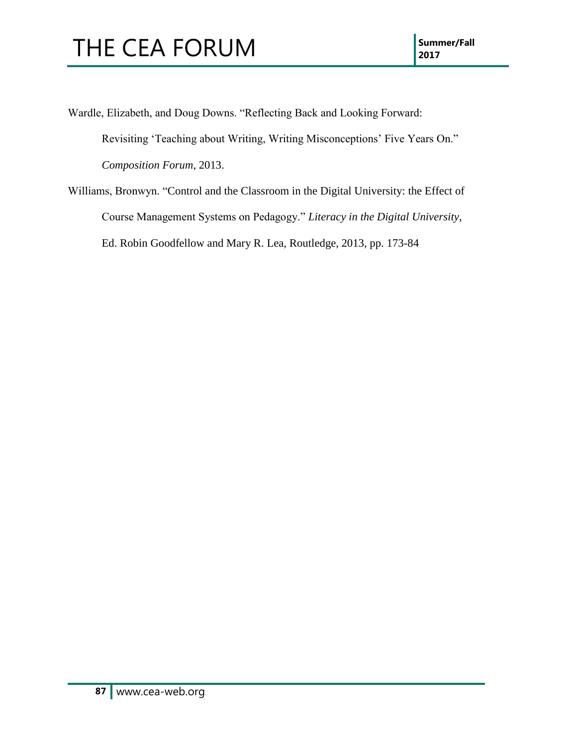Wardle, Elizabeth, and Doug Downs. "Reflecting Back and Looking Forward: Revisiting 'Teaching about Writing, Writing Misconceptions' Five Years On." *Composition Forum*, 2013.

Williams, Bronwyn. "Control and the Classroom in the Digital University: the Effect of Course Management Systems on Pedagogy." *Literacy in the Digital University*, Ed. Robin Goodfellow and Mary R. Lea, Routledge, 2013, pp. 173-84